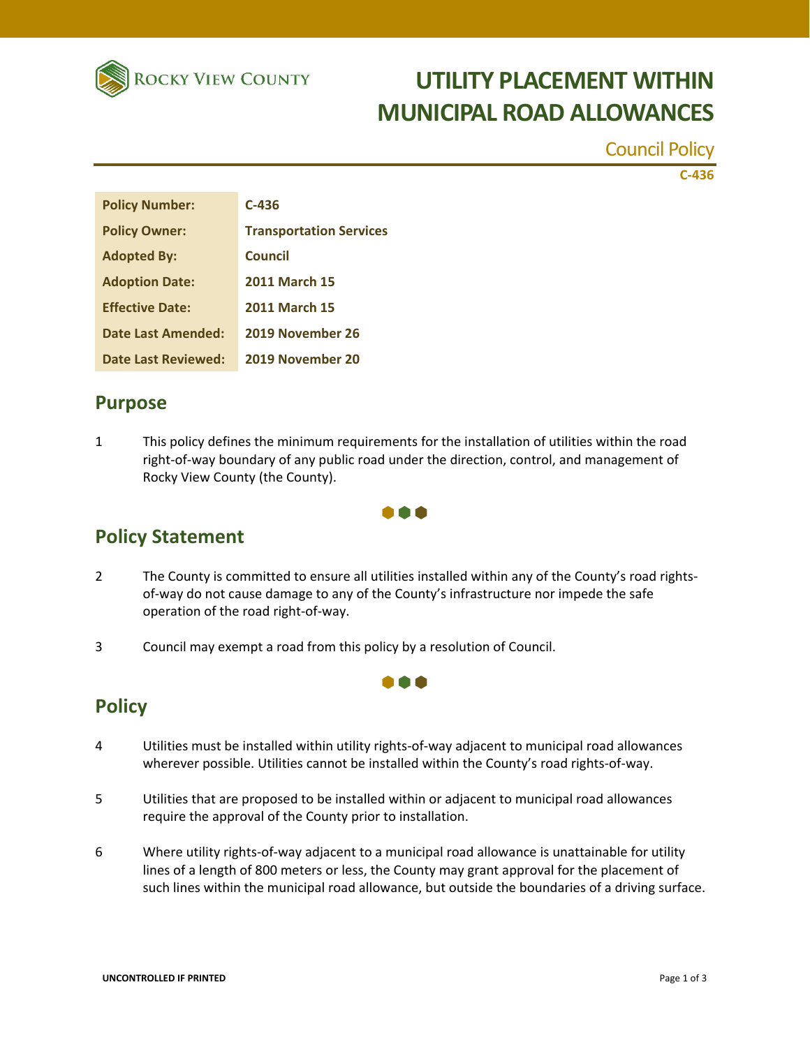Rocky View County

# UTILITY PLACEMENT WITHIN MUNICIPAL ROAD ALLOWANCES

Council Policy

C-436

| | |
|---|---|
| **Policy Number:** | **C-436** |
| **Policy Owner:** | **Transportation Services** |
| **Adopted By:** | **Council** |
| **Adoption Date:** | **2011 March 15** |
| **Effective Date:** | **2011 March 15** |
| **Date Last Amended:** | **2019 November 26** |
| **Date Last Reviewed:** | **2019 November 20** |

## Purpose

1 This policy defines the minimum requirements for the installation of utilities within the road right-of-way boundary of any public road under the direction, control, and management of Rocky View County (the County).

## Policy Statement

2 The County is committed to ensure all utilities installed within any of the County's road rights-of-way do not cause damage to any of the County's infrastructure nor impede the safe operation of the road right-of-way.

3 Council may exempt a road from this policy by a resolution of Council.

## Policy

4 Utilities must be installed within utility rights-of-way adjacent to municipal road allowances wherever possible. Utilities cannot be installed within the County's road rights-of-way.

5 Utilities that are proposed to be installed within or adjacent to municipal road allowances require the approval of the County prior to installation.

6 Where utility rights-of-way adjacent to a municipal road allowance is unattainable for utility lines of a length of 800 meters or less, the County may grant approval for the placement of such lines within the municipal road allowance, but outside the boundaries of a driving surface.

UNCONTROLLED IF PRINTED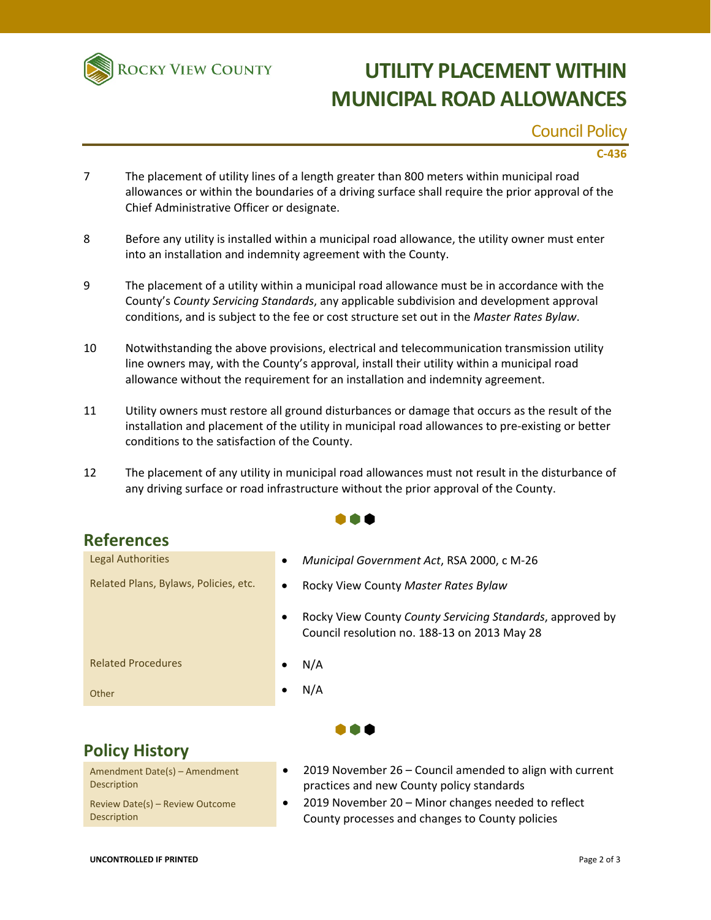7 The placement of utility lines of a length greater than 800 meters within municipal road allowances or within the boundaries of a driving surface shall require the prior approval of the Chief Administrative Officer or designate.

8 Before any utility is installed within a municipal road allowance, the utility owner must enter into an installation and indemnity agreement with the County.

9 The placement of a utility within a municipal road allowance must be in accordance with the County's *County Servicing Standards*, any applicable subdivision and development approval conditions, and is subject to the fee or cost structure set out in the *Master Rates Bylaw*.

10 Notwithstanding the above provisions, electrical and telecommunication transmission utility line owners may, with the County's approval, install their utility within a municipal road allowance without the requirement for an installation and indemnity agreement.

11 Utility owners must restore all ground disturbances or damage that occurs as the result of the installation and placement of the utility in municipal road allowances to pre-existing or better conditions to the satisfaction of the County.

12 The placement of any utility in municipal road allowances must not result in the disturbance of any driving surface or road infrastructure without the prior approval of the County.

## References

| | |
|---|---|
| Legal Authorities | • *Municipal Government Act*, RSA 2000, c M-26 |
| Related Plans, Bylaws, Policies, etc. | • Rocky View County *Master Rates Bylaw*<br>• Rocky View County *County Servicing Standards*, approved by Council resolution no. 188-13 on 2013 May 28 |
| Related Procedures | • N/A |
| Other | • N/A |

## Policy History

| | |
|---|---|
| Amendment Date(s) – Amendment Description | • 2019 November 26 – Council amended to align with current practices and new County policy standards |
| Review Date(s) – Review Outcome Description | • 2019 November 20 – Minor changes needed to reflect County processes and changes to County policies |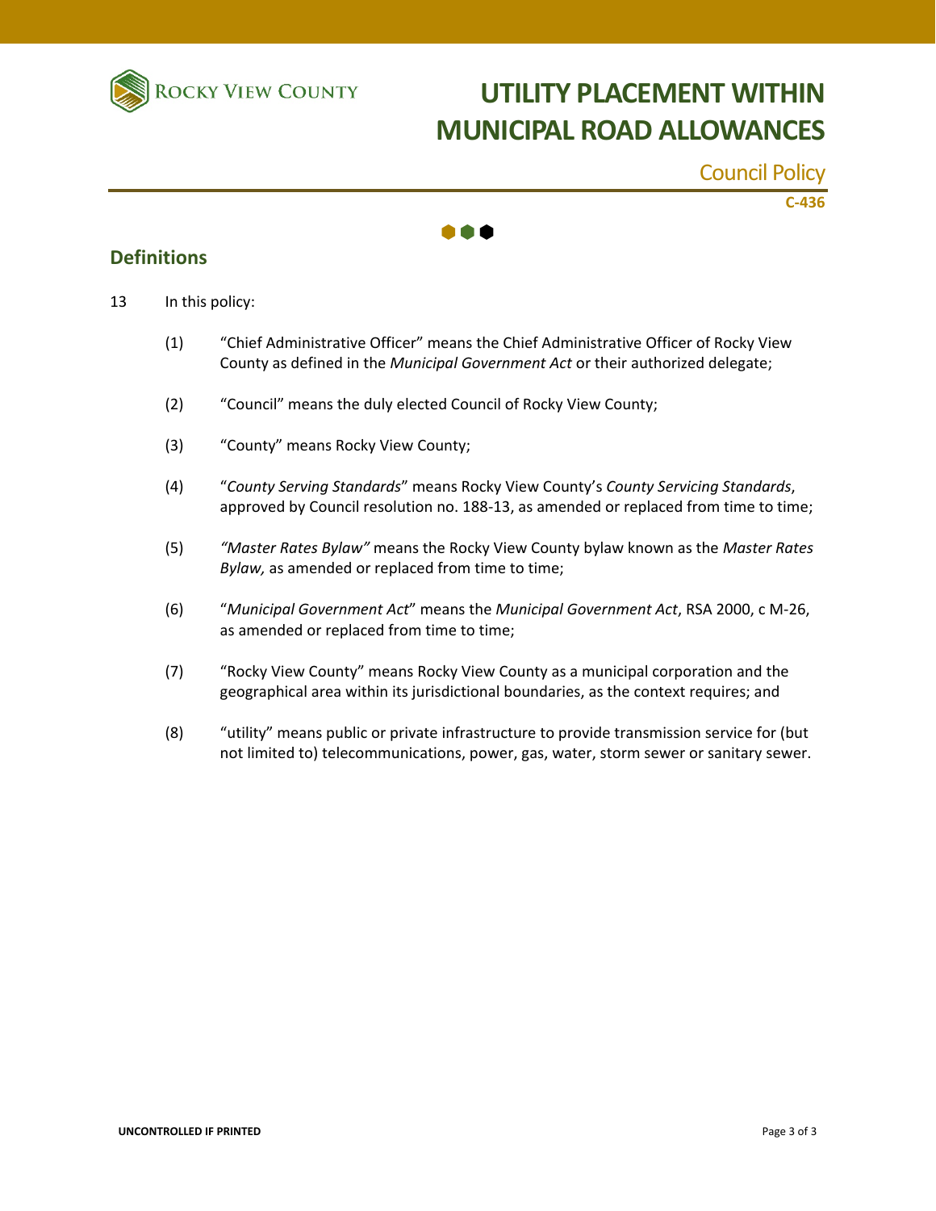# UTILITY PLACEMENT WITHIN MUNICIPAL ROAD ALLOWANCES

Council Policy

**C-436**

## Definitions

13 In this policy:

(1) "Chief Administrative Officer" means the Chief Administrative Officer of Rocky View County as defined in the *Municipal Government Act* or their authorized delegate;

(2) "Council" means the duly elected Council of Rocky View County;

(3) "County" means Rocky View County;

(4) "*County Serving Standards*" means Rocky View County's *County Servicing Standards*, approved by Council resolution no. 188-13, as amended or replaced from time to time;

(5) *"Master Rates Bylaw"* means the Rocky View County bylaw known as the *Master Rates Bylaw,* as amended or replaced from time to time;

(6) "*Municipal Government Act*" means the *Municipal Government Act*, RSA 2000, c M-26, as amended or replaced from time to time;

(7) "Rocky View County" means Rocky View County as a municipal corporation and the geographical area within its jurisdictional boundaries, as the context requires; and

(8) "utility" means public or private infrastructure to provide transmission service for (but not limited to) telecommunications, power, gas, water, storm sewer or sanitary sewer.

**UNCONTROLLED IF PRINTED**